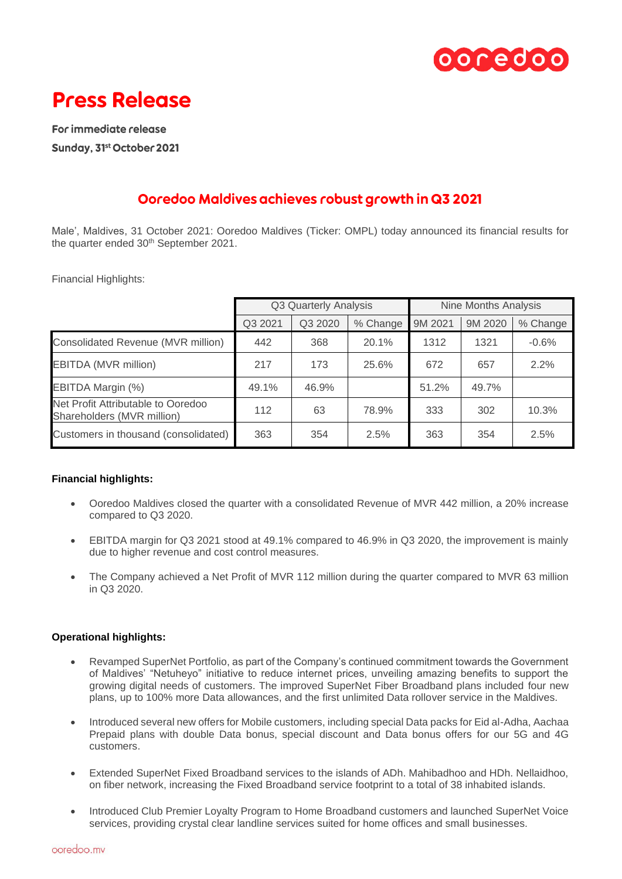# Press Release

**For immediate release**
**Sunday, 31st October 2021**

## Ooredoo Maldives achieves robust growth in Q3 2021

Male', Maldives, 31 October 2021: Ooredoo Maldives (Ticker: OMPL) today announced its financial results for the quarter ended 30th September 2021.

Financial Highlights:

| | Q3 Quarterly Analysis | | | Nine Months Analysis | | |
|---|---|---|---|---|---|---|
| | Q3 2021 | Q3 2020 | % Change | 9M 2021 | 9M 2020 | % Change |
| Consolidated Revenue (MVR million) | 442 | 368 | 20.1% | 1312 | 1321 | -0.6% |
| EBITDA (MVR million) | 217 | 173 | 25.6% | 672 | 657 | 2.2% |
| EBITDA Margin (%) | 49.1% | 46.9% | | 51.2% | 49.7% | |
| Net Profit Attributable to Ooredoo Shareholders (MVR million) | 112 | 63 | 78.9% | 333 | 302 | 10.3% |
| Customers in thousand (consolidated) | 363 | 354 | 2.5% | 363 | 354 | 2.5% |

**Financial highlights:**

- Ooredoo Maldives closed the quarter with a consolidated Revenue of MVR 442 million, a 20% increase compared to Q3 2020.
- EBITDA margin for Q3 2021 stood at 49.1% compared to 46.9% in Q3 2020, the improvement is mainly due to higher revenue and cost control measures.
- The Company achieved a Net Profit of MVR 112 million during the quarter compared to MVR 63 million in Q3 2020.

**Operational highlights:**

- Revamped SuperNet Portfolio, as part of the Company's continued commitment towards the Government of Maldives' "Netuheyo" initiative to reduce internet prices, unveiling amazing benefits to support the growing digital needs of customers. The improved SuperNet Fiber Broadband plans included four new plans, up to 100% more Data allowances, and the first unlimited Data rollover service in the Maldives.
- Introduced several new offers for Mobile customers, including special Data packs for Eid al-Adha, Aachaa Prepaid plans with double Data bonus, special discount and Data bonus offers for our 5G and 4G customers.
- Extended SuperNet Fixed Broadband services to the islands of ADh. Mahibadhoo and HDh. Nellaidhoo, on fiber network, increasing the Fixed Broadband service footprint to a total of 38 inhabited islands.
- Introduced Club Premier Loyalty Program to Home Broadband customers and launched SuperNet Voice services, providing crystal clear landline services suited for home offices and small businesses.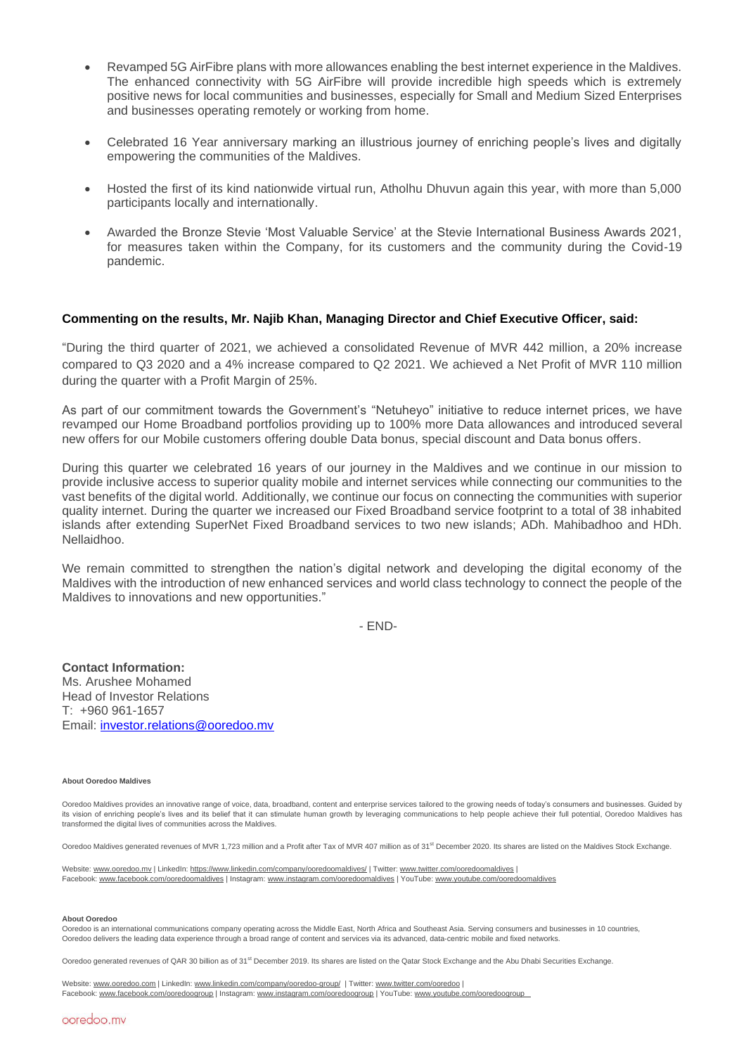- Revamped 5G AirFibre plans with more allowances enabling the best internet experience in the Maldives. The enhanced connectivity with 5G AirFibre will provide incredible high speeds which is extremely positive news for local communities and businesses, especially for Small and Medium Sized Enterprises and businesses operating remotely or working from home.
- Celebrated 16 Year anniversary marking an illustrious journey of enriching people's lives and digitally empowering the communities of the Maldives.
- Hosted the first of its kind nationwide virtual run, Atholhu Dhuvun again this year, with more than 5,000 participants locally and internationally.
- Awarded the Bronze Stevie 'Most Valuable Service' at the Stevie International Business Awards 2021, for measures taken within the Company, for its customers and the community during the Covid-19 pandemic.

**Commenting on the results, Mr. Najib Khan, Managing Director and Chief Executive Officer, said:**

"During the third quarter of 2021, we achieved a consolidated Revenue of MVR 442 million, a 20% increase compared to Q3 2020 and a 4% increase compared to Q2 2021. We achieved a Net Profit of MVR 110 million during the quarter with a Profit Margin of 25%.

As part of our commitment towards the Government's "Netuheyo" initiative to reduce internet prices, we have revamped our Home Broadband portfolios providing up to 100% more Data allowances and introduced several new offers for our Mobile customers offering double Data bonus, special discount and Data bonus offers.

During this quarter we celebrated 16 years of our journey in the Maldives and we continue in our mission to provide inclusive access to superior quality mobile and internet services while connecting our communities to the vast benefits of the digital world. Additionally, we continue our focus on connecting the communities with superior quality internet. During the quarter we increased our Fixed Broadband service footprint to a total of 38 inhabited islands after extending SuperNet Fixed Broadband services to two new islands; ADh. Mahibadhoo and HDh. Nellaidhoo.

We remain committed to strengthen the nation's digital network and developing the digital economy of the Maldives with the introduction of new enhanced services and world class technology to connect the people of the Maldives to innovations and new opportunities."

- END-

**Contact Information:**
Ms. Arushee Mohamed
Head of Investor Relations
T: +960 961-1657
Email: investor.relations@ooredoo.mv

**About Ooredoo Maldives**

Ooredoo Maldives provides an innovative range of voice, data, broadband, content and enterprise services tailored to the growing needs of today's consumers and businesses. Guided by its vision of enriching people's lives and its belief that it can stimulate human growth by leveraging communications to help people achieve their full potential, Ooredoo Maldives has transformed the digital lives of communities across the Maldives.

Ooredoo Maldives generated revenues of MVR 1,723 million and a Profit after Tax of MVR 407 million as of 31st December 2020. Its shares are listed on the Maldives Stock Exchange.

Website: www.ooredoo.mv | LinkedIn: https://www.linkedin.com/company/ooredoomaldives/ | Twitter: www.twitter.com/ooredoomaldives |
Facebook: www.facebook.com/ooredoomaldives | Instagram: www.instagram.com/ooredoomaldives | YouTube: www.youtube.com/ooredoomaldives

**About Ooredoo**

Ooredoo is an international communications company operating across the Middle East, North Africa and Southeast Asia. Serving consumers and businesses in 10 countries, Ooredoo delivers the leading data experience through a broad range of content and services via its advanced, data-centric mobile and fixed networks.

Ooredoo generated revenues of QAR 30 billion as of 31st December 2019. Its shares are listed on the Qatar Stock Exchange and the Abu Dhabi Securities Exchange.

Website: www.ooredoo.com | LinkedIn: www.linkedin.com/company/ooredoo-group/ | Twitter: www.twitter.com/ooredoo |
Facebook: www.facebook.com/ooredoogroup | Instagram: www.instagram.com/ooredoogroup | YouTube: www.youtube.com/ooredoogroup

ooredoo.mv